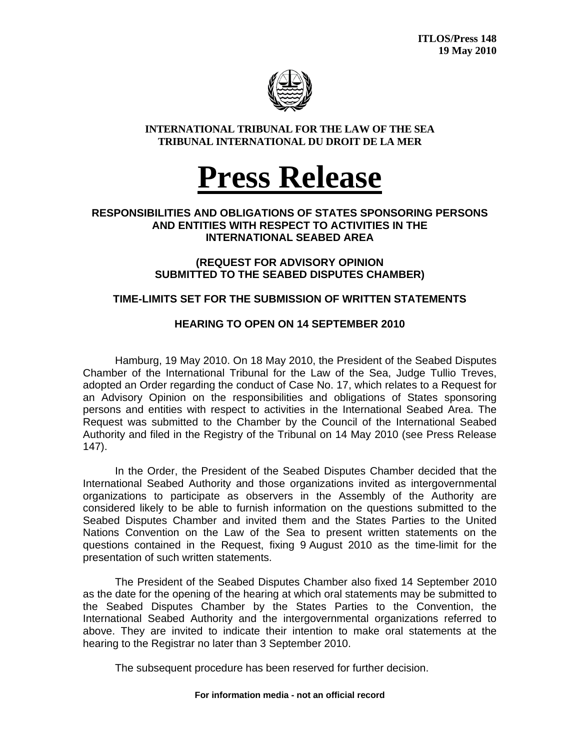**ITLOS/Press 148**
**19 May 2010**

**INTERNATIONAL TRIBUNAL FOR THE LAW OF THE SEA**
**TRIBUNAL INTERNATIONAL DU DROIT DE LA MER**

# Press Release

## RESPONSIBILITIES AND OBLIGATIONS OF STATES SPONSORING PERSONS AND ENTITIES WITH RESPECT TO ACTIVITIES IN THE INTERNATIONAL SEABED AREA

### (REQUEST FOR ADVISORY OPINION SUBMITTED TO THE SEABED DISPUTES CHAMBER)

### TIME-LIMITS SET FOR THE SUBMISSION OF WRITTEN STATEMENTS

### HEARING TO OPEN ON 14 SEPTEMBER 2010

Hamburg, 19 May 2010. On 18 May 2010, the President of the Seabed Disputes Chamber of the International Tribunal for the Law of the Sea, Judge Tullio Treves, adopted an Order regarding the conduct of Case No. 17, which relates to a Request for an Advisory Opinion on the responsibilities and obligations of States sponsoring persons and entities with respect to activities in the International Seabed Area. The Request was submitted to the Chamber by the Council of the International Seabed Authority and filed in the Registry of the Tribunal on 14 May 2010 (see Press Release 147).

In the Order, the President of the Seabed Disputes Chamber decided that the International Seabed Authority and those organizations invited as intergovernmental organizations to participate as observers in the Assembly of the Authority are considered likely to be able to furnish information on the questions submitted to the Seabed Disputes Chamber and invited them and the States Parties to the United Nations Convention on the Law of the Sea to present written statements on the questions contained in the Request, fixing 9 August 2010 as the time-limit for the presentation of such written statements.

The President of the Seabed Disputes Chamber also fixed 14 September 2010 as the date for the opening of the hearing at which oral statements may be submitted to the Seabed Disputes Chamber by the States Parties to the Convention, the International Seabed Authority and the intergovernmental organizations referred to above. They are invited to indicate their intention to make oral statements at the hearing to the Registrar no later than 3 September 2010.

The subsequent procedure has been reserved for further decision.

**For information media - not an official record**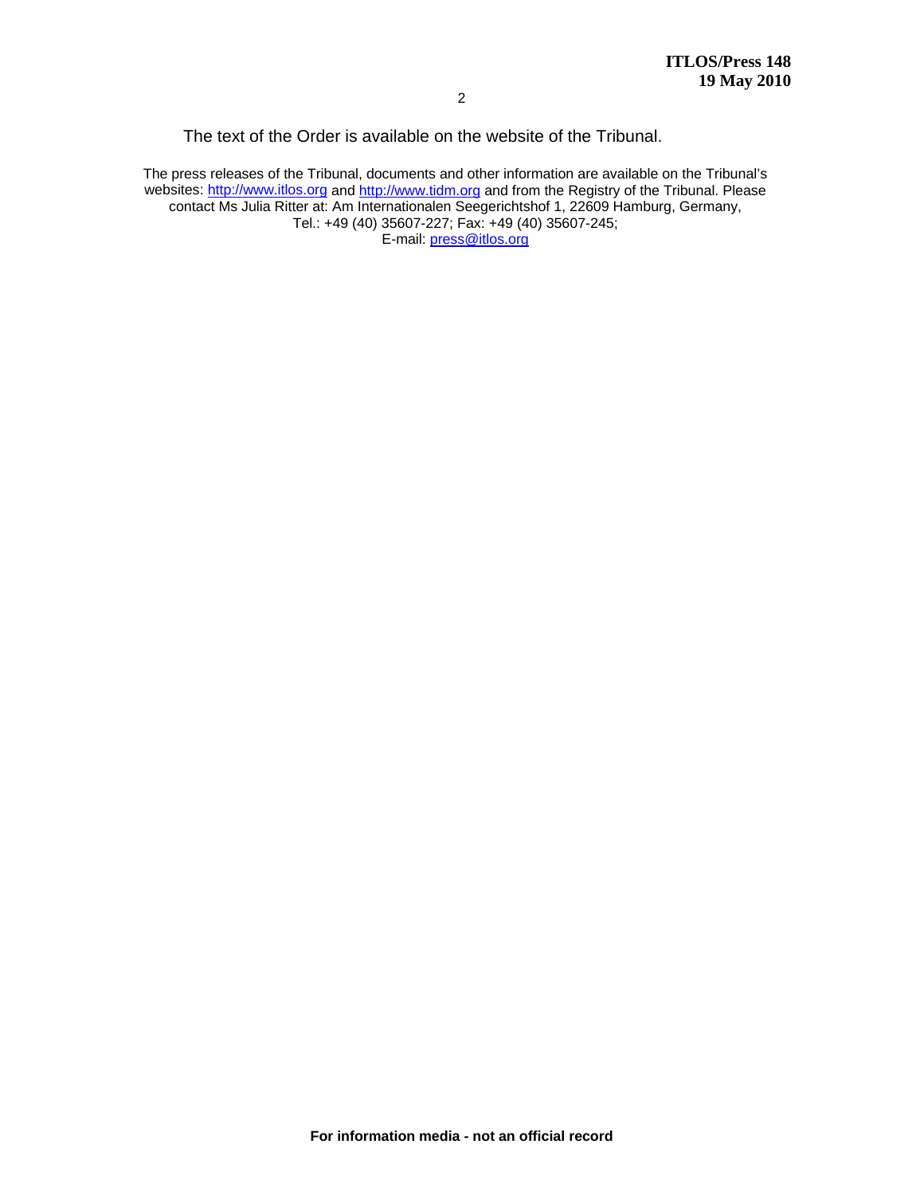The text of the Order is available on the website of the Tribunal.

The press releases of the Tribunal, documents and other information are available on the Tribunal's websites: http://www.itlos.org and http://www.tidm.org and from the Registry of the Tribunal. Please contact Ms Julia Ritter at: Am Internationalen Seegerichtshof 1, 22609 Hamburg, Germany, Tel.: +49 (40) 35607-227; Fax: +49 (40) 35607-245; E-mail: press@itlos.org

**For information media - not an official record**